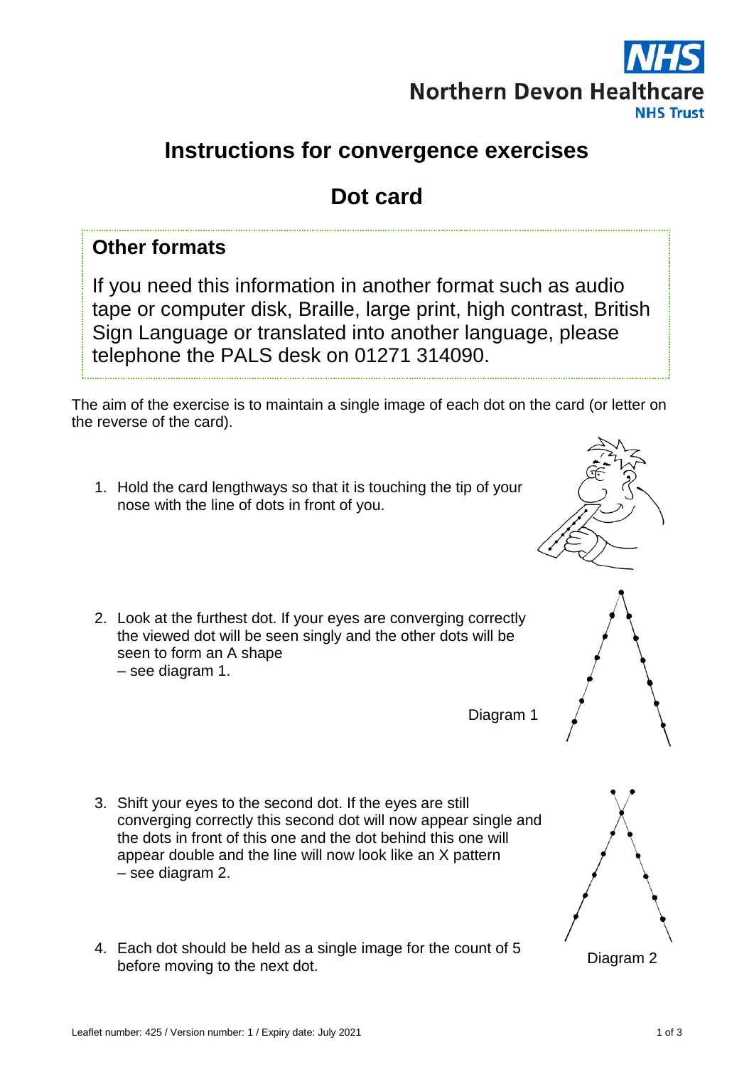NHS
Northern Devon Healthcare
NHS Trust

# Instructions for convergence exercises

# Dot card

## Other formats

If you need this information in another format such as audio tape or computer disk, Braille, large print, high contrast, British Sign Language or translated into another language, please telephone the PALS desk on 01271 314090.

The aim of the exercise is to maintain a single image of each dot on the card (or letter on the reverse of the card).

1. Hold the card lengthways so that it is touching the tip of your nose with the line of dots in front of you.

2. Look at the furthest dot. If your eyes are converging correctly the viewed dot will be seen singly and the other dots will be seen to form an A shape – see diagram 1.

Diagram 1

3. Shift your eyes to the second dot. If the eyes are still converging correctly this second dot will now appear single and the dots in front of this one and the dot behind this one will appear double and the line will now look like an X pattern – see diagram 2.

4. Each dot should be held as a single image for the count of 5 before moving to the next dot.

Diagram 2

Leaflet number: 425 / Version number: 1 / Expiry date: July 2021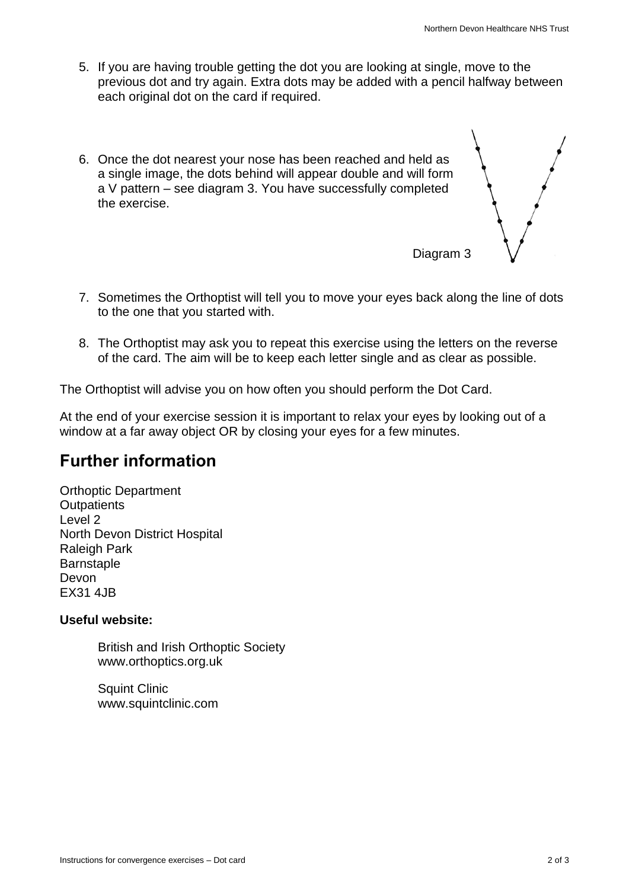5. If you are having trouble getting the dot you are looking at single, move to the previous dot and try again. Extra dots may be added with a pencil halfway between each original dot on the card if required.

6. Once the dot nearest your nose has been reached and held as a single image, the dots behind will appear double and will form a V pattern – see diagram 3. You have successfully completed the exercise.

Diagram 3

7. Sometimes the Orthoptist will tell you to move your eyes back along the line of dots to the one that you started with.

8. The Orthoptist may ask you to repeat this exercise using the letters on the reverse of the card. The aim will be to keep each letter single and as clear as possible.

The Orthoptist will advise you on how often you should perform the Dot Card.

At the end of your exercise session it is important to relax your eyes by looking out of a window at a far away object OR by closing your eyes for a few minutes.

## Further information

Orthoptic Department
Outpatients
Level 2
North Devon District Hospital
Raleigh Park
Barnstaple
Devon
EX31 4JB

**Useful website:**

British and Irish Orthoptic Society
www.orthoptics.org.uk

Squint Clinic
www.squintclinic.com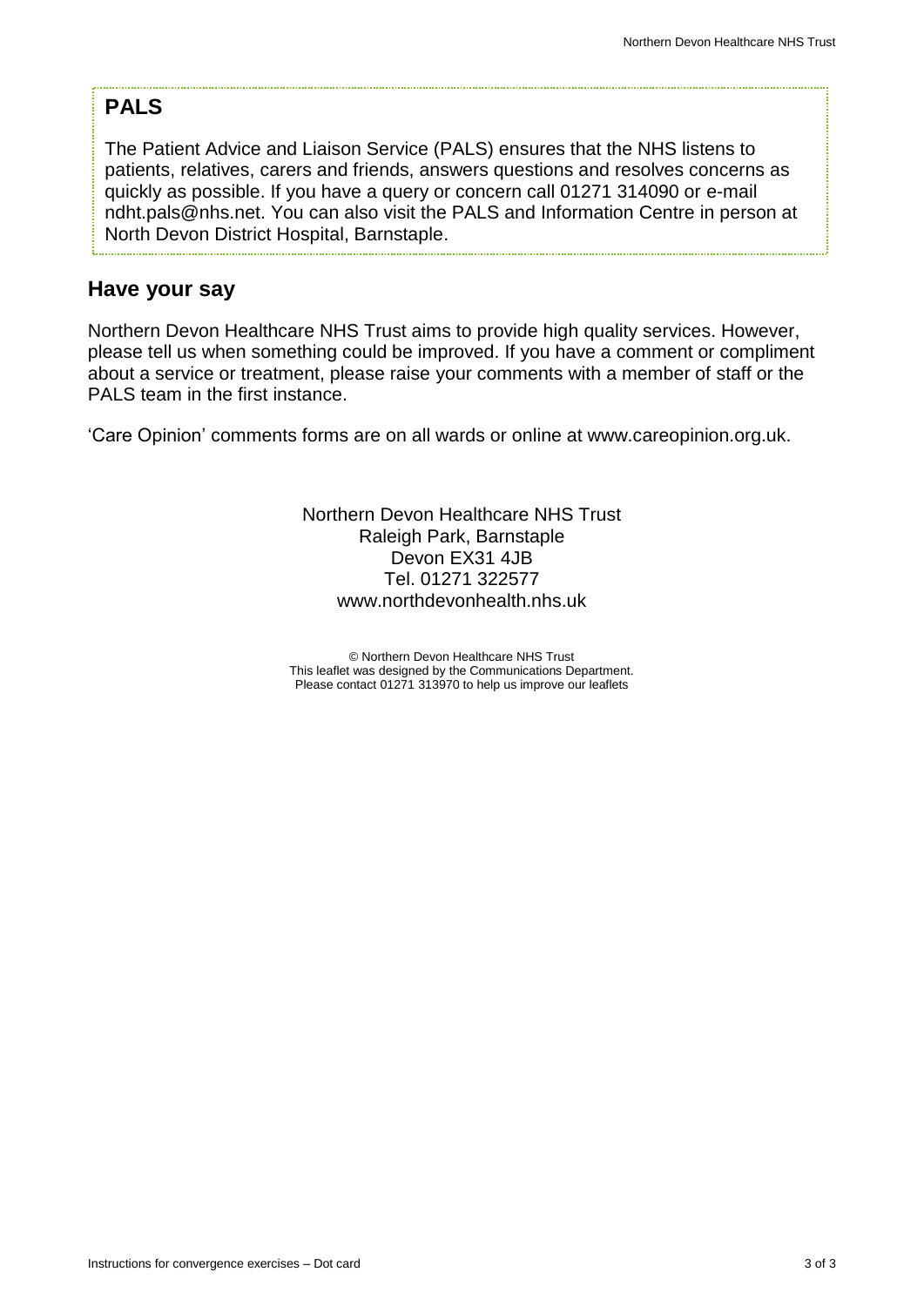## PALS

The Patient Advice and Liaison Service (PALS) ensures that the NHS listens to patients, relatives, carers and friends, answers questions and resolves concerns as quickly as possible. If you have a query or concern call 01271 314090 or e-mail ndht.pals@nhs.net. You can also visit the PALS and Information Centre in person at North Devon District Hospital, Barnstaple.

## Have your say

Northern Devon Healthcare NHS Trust aims to provide high quality services. However, please tell us when something could be improved. If you have a comment or compliment about a service or treatment, please raise your comments with a member of staff or the PALS team in the first instance.

'Care Opinion' comments forms are on all wards or online at www.careopinion.org.uk.

Northern Devon Healthcare NHS Trust
Raleigh Park, Barnstaple
Devon EX31 4JB
Tel. 01271 322577
www.northdevonhealth.nhs.uk

© Northern Devon Healthcare NHS Trust
This leaflet was designed by the Communications Department.
Please contact 01271 313970 to help us improve our leaflets